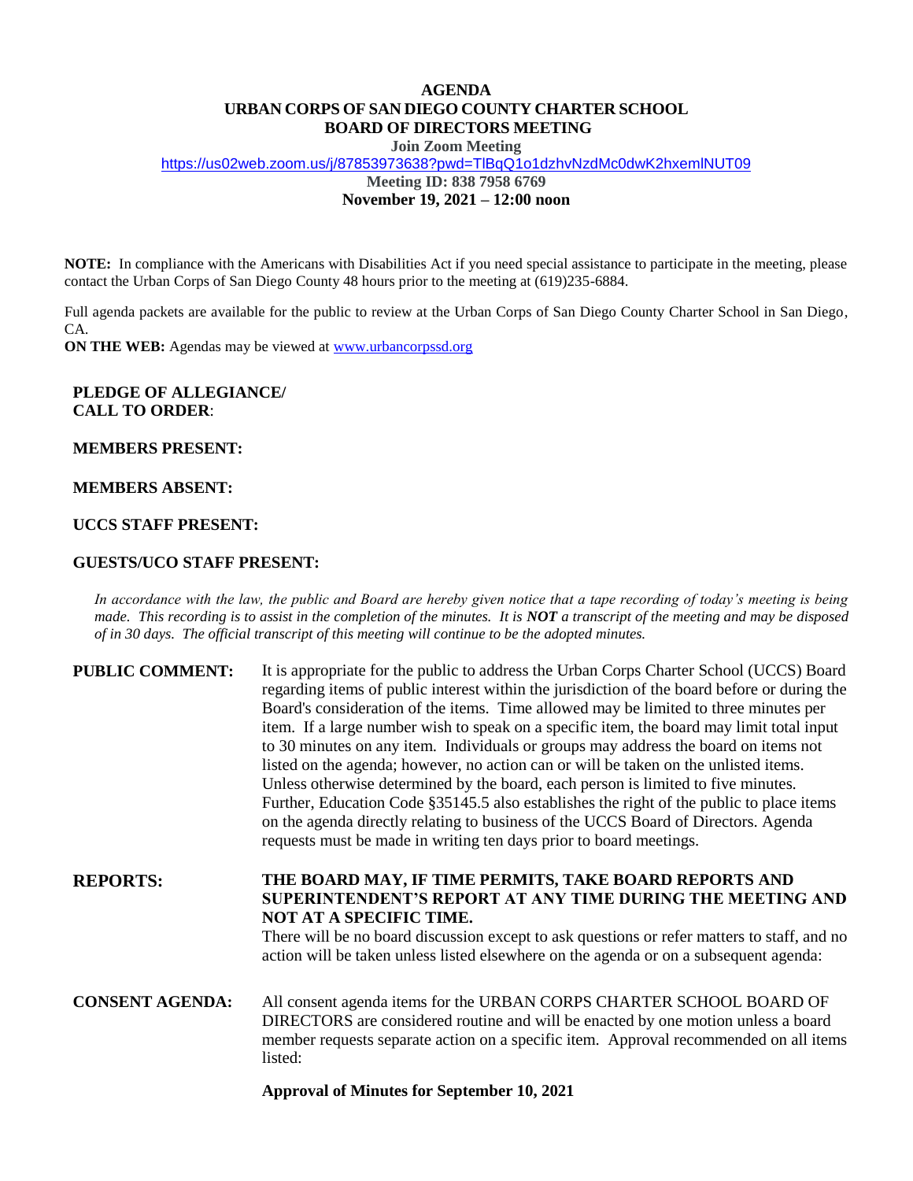**AGENDA**
**URBAN CORPS OF SAN DIEGO COUNTY CHARTER SCHOOL**
**BOARD OF DIRECTORS MEETING**
**Join Zoom Meeting**
https://us02web.zoom.us/j/87853973638?pwd=TlBqQ1o1dzhvNzdMc0dwK2hxemlNUT09
**Meeting ID: 838 7958 6769**
**November 19, 2021 – 12:00 noon**

**NOTE:** In compliance with the Americans with Disabilities Act if you need special assistance to participate in the meeting, please contact the Urban Corps of San Diego County 48 hours prior to the meeting at (619)235-6884.

Full agenda packets are available for the public to review at the Urban Corps of San Diego County Charter School in San Diego, CA.

**ON THE WEB:** Agendas may be viewed at www.urbancorpssd.org

**PLEDGE OF ALLEGIANCE/**
**CALL TO ORDER**:

**MEMBERS PRESENT:**

**MEMBERS ABSENT:**

**UCCS STAFF PRESENT:**

**GUESTS/UCO STAFF PRESENT:**

*In accordance with the law, the public and Board are hereby given notice that a tape recording of today's meeting is being made. This recording is to assist in the completion of the minutes. It is **NOT** a transcript of the meeting and may be disposed of in 30 days. The official transcript of this meeting will continue to be the adopted minutes.*

**PUBLIC COMMENT:** It is appropriate for the public to address the Urban Corps Charter School (UCCS) Board regarding items of public interest within the jurisdiction of the board before or during the Board's consideration of the items. Time allowed may be limited to three minutes per item. If a large number wish to speak on a specific item, the board may limit total input to 30 minutes on any item. Individuals or groups may address the board on items not listed on the agenda; however, no action can or will be taken on the unlisted items. Unless otherwise determined by the board, each person is limited to five minutes. Further, Education Code §35145.5 also establishes the right of the public to place items on the agenda directly relating to business of the UCCS Board of Directors. Agenda requests must be made in writing ten days prior to board meetings.

**REPORTS:** **THE BOARD MAY, IF TIME PERMITS, TAKE BOARD REPORTS AND SUPERINTENDENT'S REPORT AT ANY TIME DURING THE MEETING AND NOT AT A SPECIFIC TIME.**
There will be no board discussion except to ask questions or refer matters to staff, and no action will be taken unless listed elsewhere on the agenda or on a subsequent agenda:

**CONSENT AGENDA:** All consent agenda items for the URBAN CORPS CHARTER SCHOOL BOARD OF DIRECTORS are considered routine and will be enacted by one motion unless a board member requests separate action on a specific item. Approval recommended on all items listed:

**Approval of Minutes for September 10, 2021**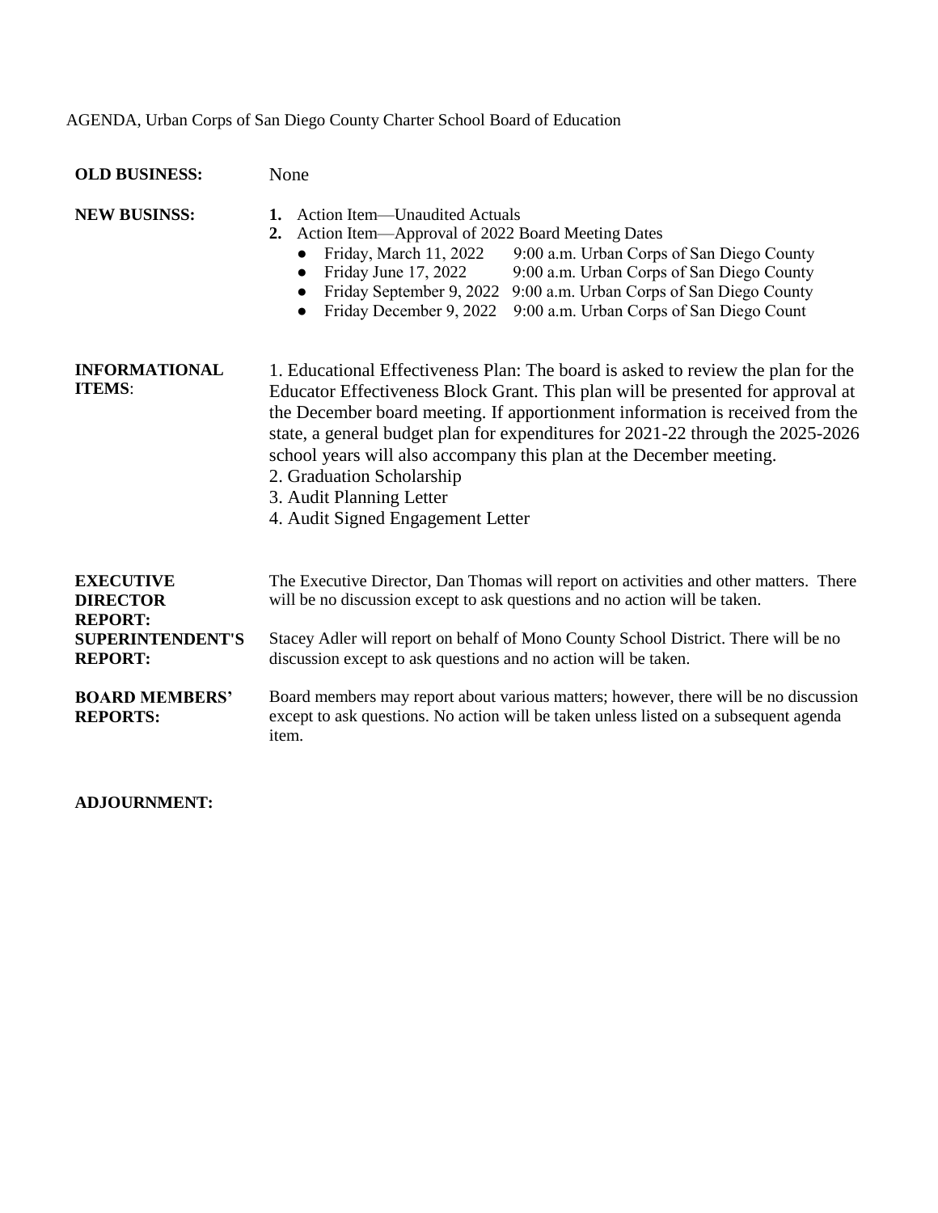AGENDA, Urban Corps of San Diego County Charter School Board of Education

**OLD BUSINESS:** None

**NEW BUSINSS:**

1. Action Item—Unaudited Actuals
2. Action Item—Approval of 2022 Board Meeting Dates
   - Friday, March 11, 2022 9:00 a.m. Urban Corps of San Diego County
   - Friday June 17, 2022 9:00 a.m. Urban Corps of San Diego County
   - Friday September 9, 2022 9:00 a.m. Urban Corps of San Diego County
   - Friday December 9, 2022 9:00 a.m. Urban Corps of San Diego Count

**INFORMATIONAL ITEMS**:

1. Educational Effectiveness Plan: The board is asked to review the plan for the Educator Effectiveness Block Grant. This plan will be presented for approval at the December board meeting. If apportionment information is received from the state, a general budget plan for expenditures for 2021-22 through the 2025-2026 school years will also accompany this plan at the December meeting.
2. Graduation Scholarship
3. Audit Planning Letter
4. Audit Signed Engagement Letter

**EXECUTIVE DIRECTOR REPORT:** The Executive Director, Dan Thomas will report on activities and other matters. There will be no discussion except to ask questions and no action will be taken.

**SUPERINTENDENT'S REPORT:** Stacey Adler will report on behalf of Mono County School District. There will be no discussion except to ask questions and no action will be taken.

**BOARD MEMBERS' REPORTS:** Board members may report about various matters; however, there will be no discussion except to ask questions. No action will be taken unless listed on a subsequent agenda item.

**ADJOURNMENT:**